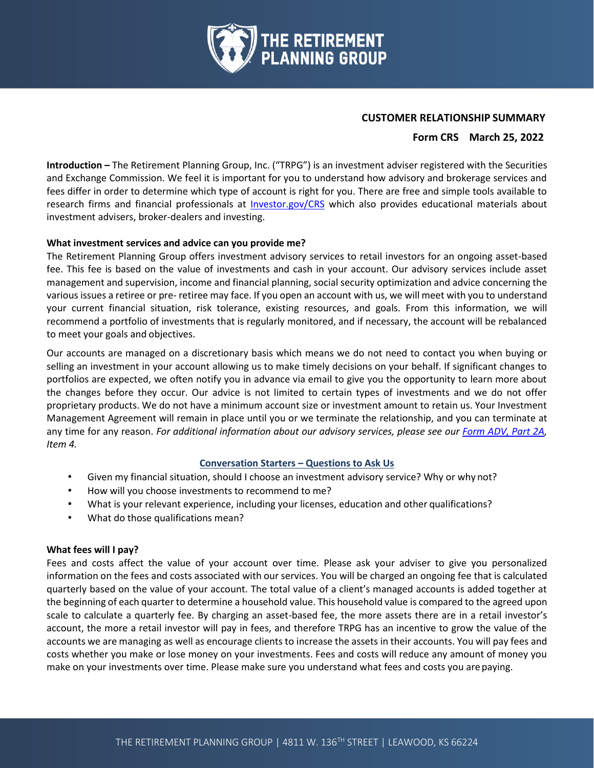THE RETIREMENT PLANNING GROUP

**CUSTOMER RELATIONSHIP SUMMARY**

**Form CRS March 25, 2022**

**Introduction –** The Retirement Planning Group, Inc. ("TRPG") is an investment adviser registered with the Securities and Exchange Commission. We feel it is important for you to understand how advisory and brokerage services and fees differ in order to determine which type of account is right for you. There are free and simple tools available to research firms and financial professionals at Investor.gov/CRS which also provides educational materials about investment advisers, broker-dealers and investing.

**What investment services and advice can you provide me?**

The Retirement Planning Group offers investment advisory services to retail investors for an ongoing asset-based fee. This fee is based on the value of investments and cash in your account. Our advisory services include asset management and supervision, income and financial planning, social security optimization and advice concerning the various issues a retiree or pre- retiree may face. If you open an account with us, we will meet with you to understand your current financial situation, risk tolerance, existing resources, and goals. From this information, we will recommend a portfolio of investments that is regularly monitored, and if necessary, the account will be rebalanced to meet your goals and objectives.

Our accounts are managed on a discretionary basis which means we do not need to contact you when buying or selling an investment in your account allowing us to make timely decisions on your behalf. If significant changes to portfolios are expected, we often notify you in advance via email to give you the opportunity to learn more about the changes before they occur. Our advice is not limited to certain types of investments and we do not offer proprietary products. We do not have a minimum account size or investment amount to retain us. Your Investment Management Agreement will remain in place until you or we terminate the relationship, and you can terminate at any time for any reason. *For additional information about our advisory services, please see our Form ADV, Part 2A, Item 4.*

**Conversation Starters – Questions to Ask Us**

- Given my financial situation, should I choose an investment advisory service? Why or why not?
- How will you choose investments to recommend to me?
- What is your relevant experience, including your licenses, education and other qualifications?
- What do those qualifications mean?

**What fees will I pay?**

Fees and costs affect the value of your account over time. Please ask your adviser to give you personalized information on the fees and costs associated with our services. You will be charged an ongoing fee that is calculated quarterly based on the value of your account. The total value of a client's managed accounts is added together at the beginning of each quarter to determine a household value. This household value is compared to the agreed upon scale to calculate a quarterly fee. By charging an asset-based fee, the more assets there are in a retail investor's account, the more a retail investor will pay in fees, and therefore TRPG has an incentive to grow the value of the accounts we are managing as well as encourage clients to increase the assets in their accounts. You will pay fees and costs whether you make or lose money on your investments. Fees and costs will reduce any amount of money you make on your investments over time. Please make sure you understand what fees and costs you are paying.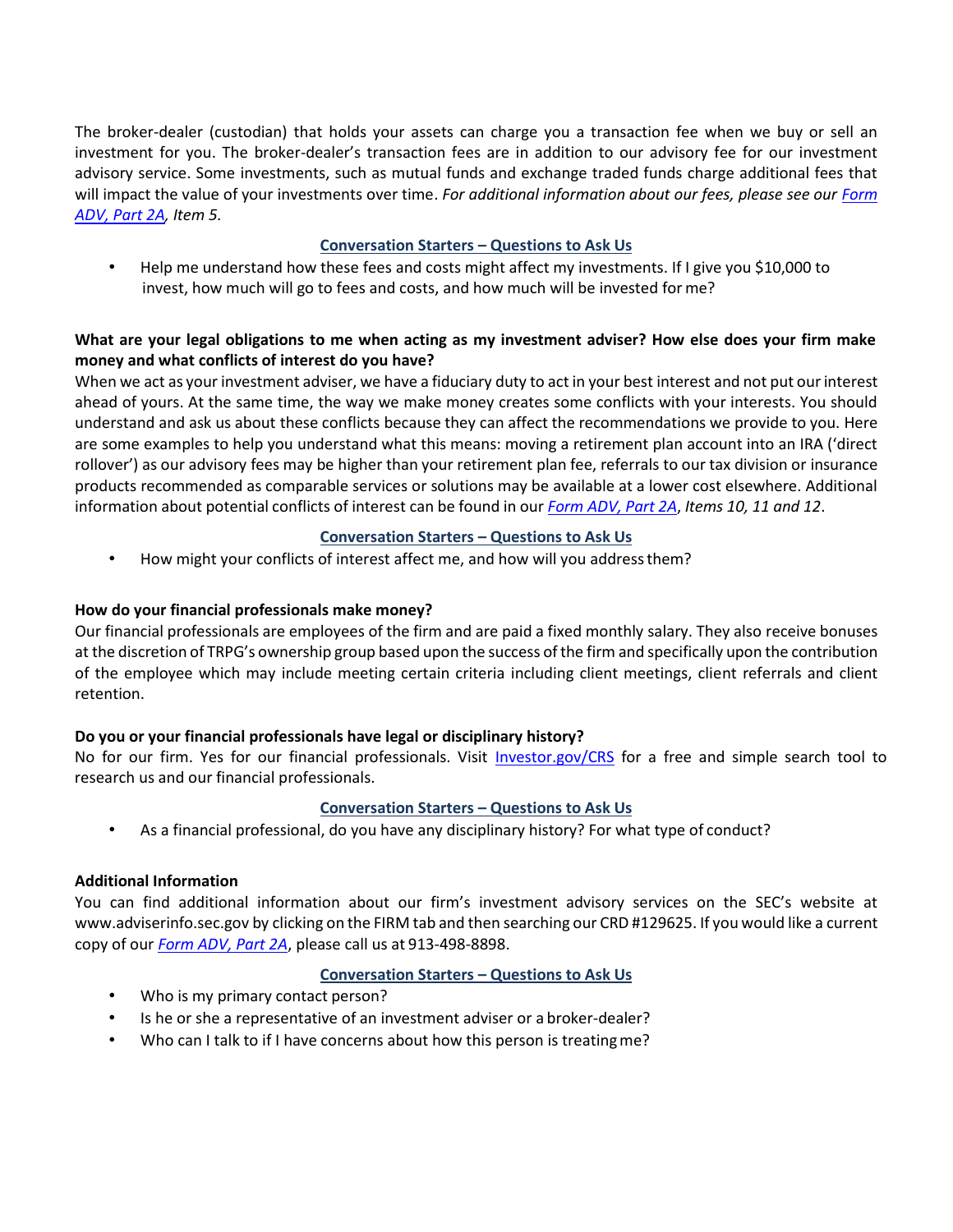The broker-dealer (custodian) that holds your assets can charge you a transaction fee when we buy or sell an investment for you. The broker-dealer's transaction fees are in addition to our advisory fee for our investment advisory service. Some investments, such as mutual funds and exchange traded funds charge additional fees that will impact the value of your investments over time. *For additional information about our fees, please see our [Form ADV, Part 2A](), Item 5.*

**Conversation Starters – Questions to Ask Us**

- Help me understand how these fees and costs might affect my investments. If I give you $10,000 to invest, how much will go to fees and costs, and how much will be invested for me?

**What are your legal obligations to me when acting as my investment adviser? How else does your firm make money and what conflicts of interest do you have?**

When we act as your investment adviser, we have a fiduciary duty to act in your best interest and not put our interest ahead of yours. At the same time, the way we make money creates some conflicts with your interests. You should understand and ask us about these conflicts because they can affect the recommendations we provide to you. Here are some examples to help you understand what this means: moving a retirement plan account into an IRA ('direct rollover') as our advisory fees may be higher than your retirement plan fee, referrals to our tax division or insurance products recommended as comparable services or solutions may be available at a lower cost elsewhere. Additional information about potential conflicts of interest can be found in our *Form ADV, Part 2A*, *Items 10, 11 and 12*.

**Conversation Starters – Questions to Ask Us**

- How might your conflicts of interest affect me, and how will you address them?

**How do your financial professionals make money?**

Our financial professionals are employees of the firm and are paid a fixed monthly salary. They also receive bonuses at the discretion of TRPG's ownership group based upon the success of the firm and specifically upon the contribution of the employee which may include meeting certain criteria including client meetings, client referrals and client retention.

**Do you or your financial professionals have legal or disciplinary history?**

No for our firm. Yes for our financial professionals. Visit Investor.gov/CRS for a free and simple search tool to research us and our financial professionals.

**Conversation Starters – Questions to Ask Us**

- As a financial professional, do you have any disciplinary history? For what type of conduct?

**Additional Information**

You can find additional information about our firm's investment advisory services on the SEC's website at www.adviserinfo.sec.gov by clicking on the FIRM tab and then searching our CRD #129625. If you would like a current copy of our *Form ADV, Part 2A*, please call us at 913-498-8898.

**Conversation Starters – Questions to Ask Us**

- Who is my primary contact person?
- Is he or she a representative of an investment adviser or a broker-dealer?
- Who can I talk to if I have concerns about how this person is treating me?